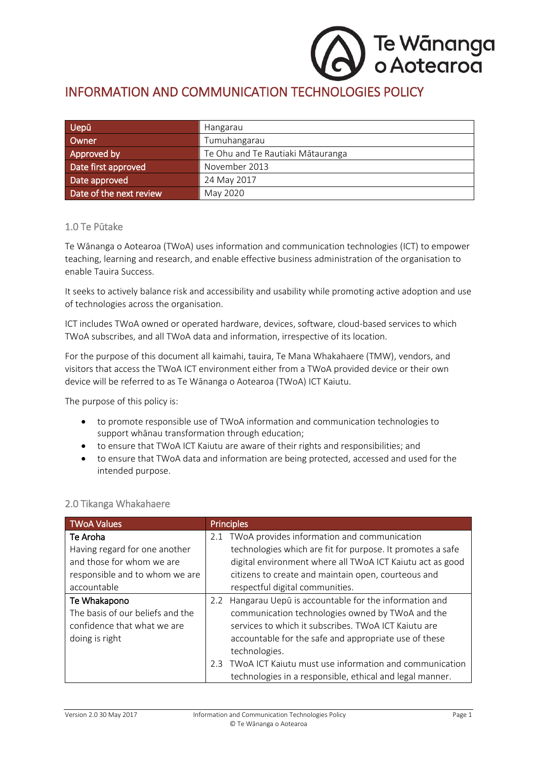# INFORMATION AND COMMUNICATION TECHNOLOGIES POLICY

| Uepū | Hangarau |
|---|---|
| Owner | Tumuhangarau |
| Approved by | Te Ohu and Te Rautiaki Mātauranga |
| Date first approved | November 2013 |
| Date approved | 24 May 2017 |
| Date of the next review | May 2020 |

## 1.0 Te Pūtake

Te Wānanga o Aotearoa (TWoA) uses information and communication technologies (ICT) to empower teaching, learning and research, and enable effective business administration of the organisation to enable Tauira Success.

It seeks to actively balance risk and accessibility and usability while promoting active adoption and use of technologies across the organisation.

ICT includes TWoA owned or operated hardware, devices, software, cloud-based services to which TWoA subscribes, and all TWoA data and information, irrespective of its location.

For the purpose of this document all kaimahi, tauira, Te Mana Whakahaere (TMW), vendors, and visitors that access the TWoA ICT environment either from a TWoA provided device or their own device will be referred to as Te Wānanga o Aotearoa (TWoA) ICT Kaiutu.

The purpose of this policy is:

- to promote responsible use of TWoA information and communication technologies to support whānau transformation through education;
- to ensure that TWoA ICT Kaiutu are aware of their rights and responsibilities; and
- to ensure that TWoA data and information are being protected, accessed and used for the intended purpose.

## 2.0 Tikanga Whakahaere

| TWoA Values | Principles |
|---|---|
| **Te Aroha**<br>Having regard for one another and those for whom we are responsible and to whom we are accountable | 2.1 TWoA provides information and communication technologies which are fit for purpose. It promotes a safe digital environment where all TWoA ICT Kaiutu act as good citizens to create and maintain open, courteous and respectful digital communities. |
| **Te Whakapono**<br>The basis of our beliefs and the confidence that what we are doing is right | 2.2 Hangarau Uepū is accountable for the information and communication technologies owned by TWoA and the services to which it subscribes. TWoA ICT Kaiutu are accountable for the safe and appropriate use of these technologies.<br>2.3 TWoA ICT Kaiutu must use information and communication technologies in a responsible, ethical and legal manner. |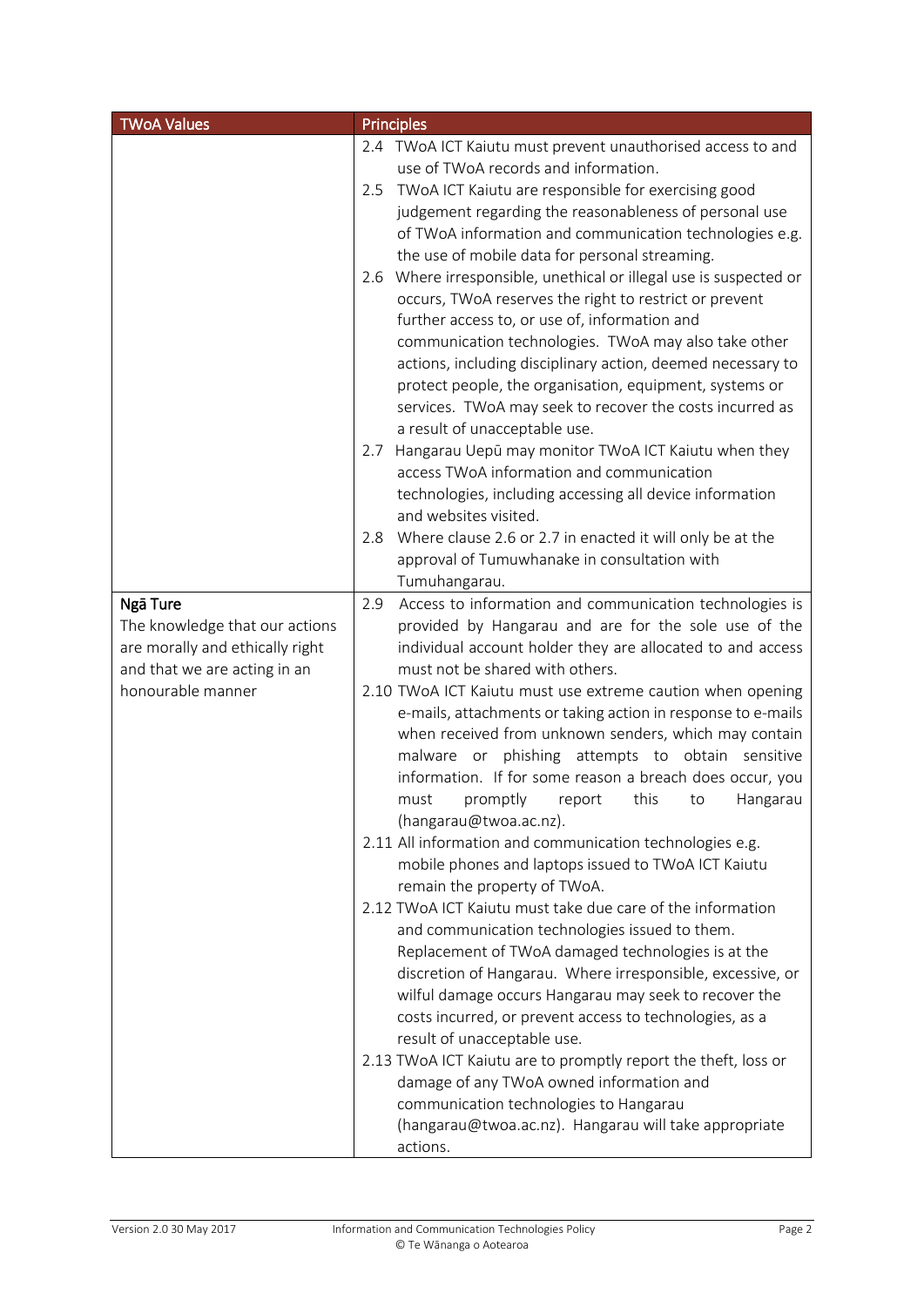| TWoA Values | Principles |
|---|---|
| | 2.4 TWoA ICT Kaiutu must prevent unauthorised access to and use of TWoA records and information.<br>2.5 TWoA ICT Kaiutu are responsible for exercising good judgement regarding the reasonableness of personal use of TWoA information and communication technologies e.g. the use of mobile data for personal streaming.<br>2.6 Where irresponsible, unethical or illegal use is suspected or occurs, TWoA reserves the right to restrict or prevent further access to, or use of, information and communication technologies. TWoA may also take other actions, including disciplinary action, deemed necessary to protect people, the organisation, equipment, systems or services. TWoA may seek to recover the costs incurred as a result of unacceptable use.<br>2.7 Hangarau Uepū may monitor TWoA ICT Kaiutu when they access TWoA information and communication technologies, including accessing all device information and websites visited.<br>2.8 Where clause 2.6 or 2.7 in enacted it will only be at the approval of Tumuwhanake in consultation with Tumuhangarau. |
| **Ngā Ture**<br>The knowledge that our actions are morally and ethically right and that we are acting in an honourable manner | 2.9 Access to information and communication technologies is provided by Hangarau and are for the sole use of the individual account holder they are allocated to and access must not be shared with others.<br>2.10 TWoA ICT Kaiutu must use extreme caution when opening e-mails, attachments or taking action in response to e-mails when received from unknown senders, which may contain malware or phishing attempts to obtain sensitive information. If for some reason a breach does occur, you must promptly report this to Hangarau (hangarau@twoa.ac.nz).<br>2.11 All information and communication technologies e.g. mobile phones and laptops issued to TWoA ICT Kaiutu remain the property of TWoA.<br>2.12 TWoA ICT Kaiutu must take due care of the information and communication technologies issued to them. Replacement of TWoA damaged technologies is at the discretion of Hangarau. Where irresponsible, excessive, or wilful damage occurs Hangarau may seek to recover the costs incurred, or prevent access to technologies, as a result of unacceptable use.<br>2.13 TWoA ICT Kaiutu are to promptly report the theft, loss or damage of any TWoA owned information and communication technologies to Hangarau (hangarau@twoa.ac.nz). Hangarau will take appropriate actions. |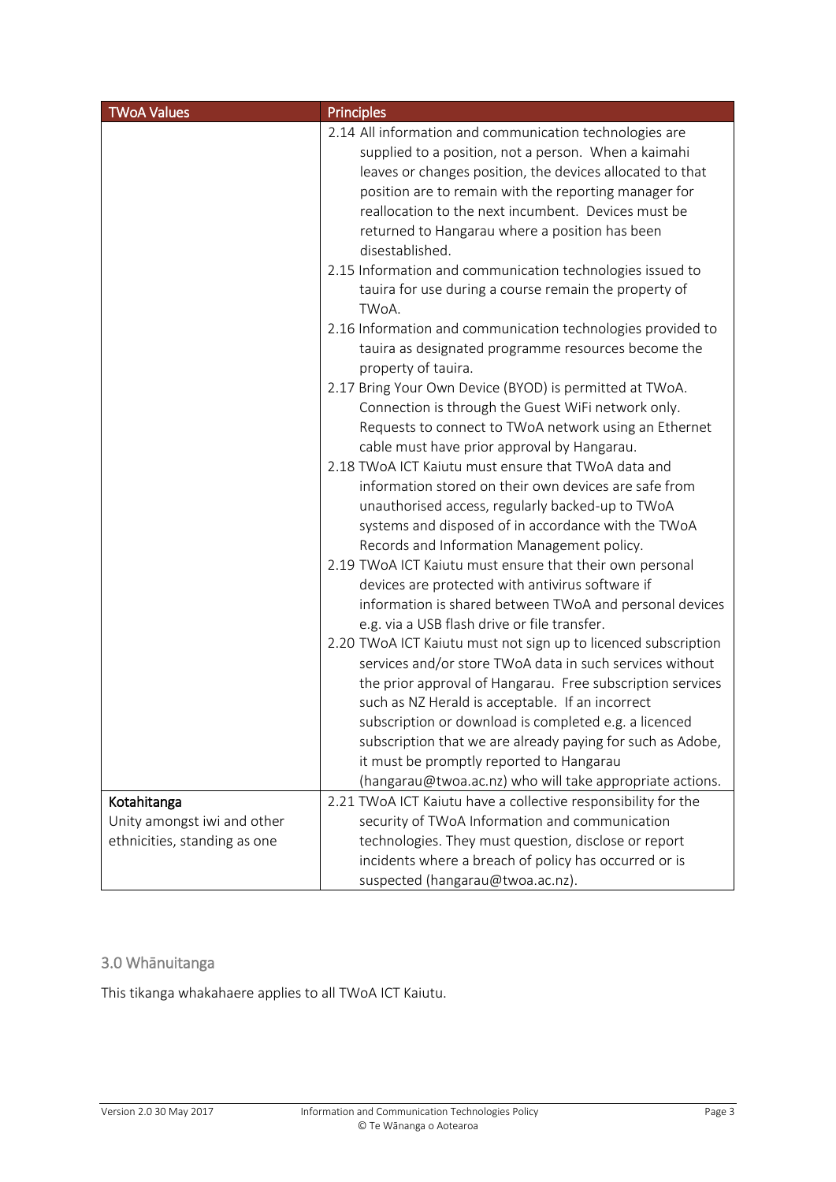| TWoA Values | Principles |
|---|---|
| | 2.14 All information and communication technologies are supplied to a position, not a person. When a kaimahi leaves or changes position, the devices allocated to that position are to remain with the reporting manager for reallocation to the next incumbent. Devices must be returned to Hangarau where a position has been disestablished.<br>2.15 Information and communication technologies issued to tauira for use during a course remain the property of TWoA.<br>2.16 Information and communication technologies provided to tauira as designated programme resources become the property of tauira.<br>2.17 Bring Your Own Device (BYOD) is permitted at TWoA. Connection is through the Guest WiFi network only. Requests to connect to TWoA network using an Ethernet cable must have prior approval by Hangarau.<br>2.18 TWoA ICT Kaiutu must ensure that TWoA data and information stored on their own devices are safe from unauthorised access, regularly backed-up to TWoA systems and disposed of in accordance with the TWoA Records and Information Management policy.<br>2.19 TWoA ICT Kaiutu must ensure that their own personal devices are protected with antivirus software if information is shared between TWoA and personal devices e.g. via a USB flash drive or file transfer.<br>2.20 TWoA ICT Kaiutu must not sign up to licenced subscription services and/or store TWoA data in such services without the prior approval of Hangarau. Free subscription services such as NZ Herald is acceptable. If an incorrect subscription or download is completed e.g. a licenced subscription that we are already paying for such as Adobe, it must be promptly reported to Hangarau (hangarau@twoa.ac.nz) who will take appropriate actions. |
| **Kotahitanga**<br>Unity amongst iwi and other ethnicities, standing as one | 2.21 TWoA ICT Kaiutu have a collective responsibility for the security of TWoA Information and communication technologies. They must question, disclose or report incidents where a breach of policy has occurred or is suspected (hangarau@twoa.ac.nz). |

## 3.0 Whānuitanga

This tikanga whakahaere applies to all TWoA ICT Kaiutu.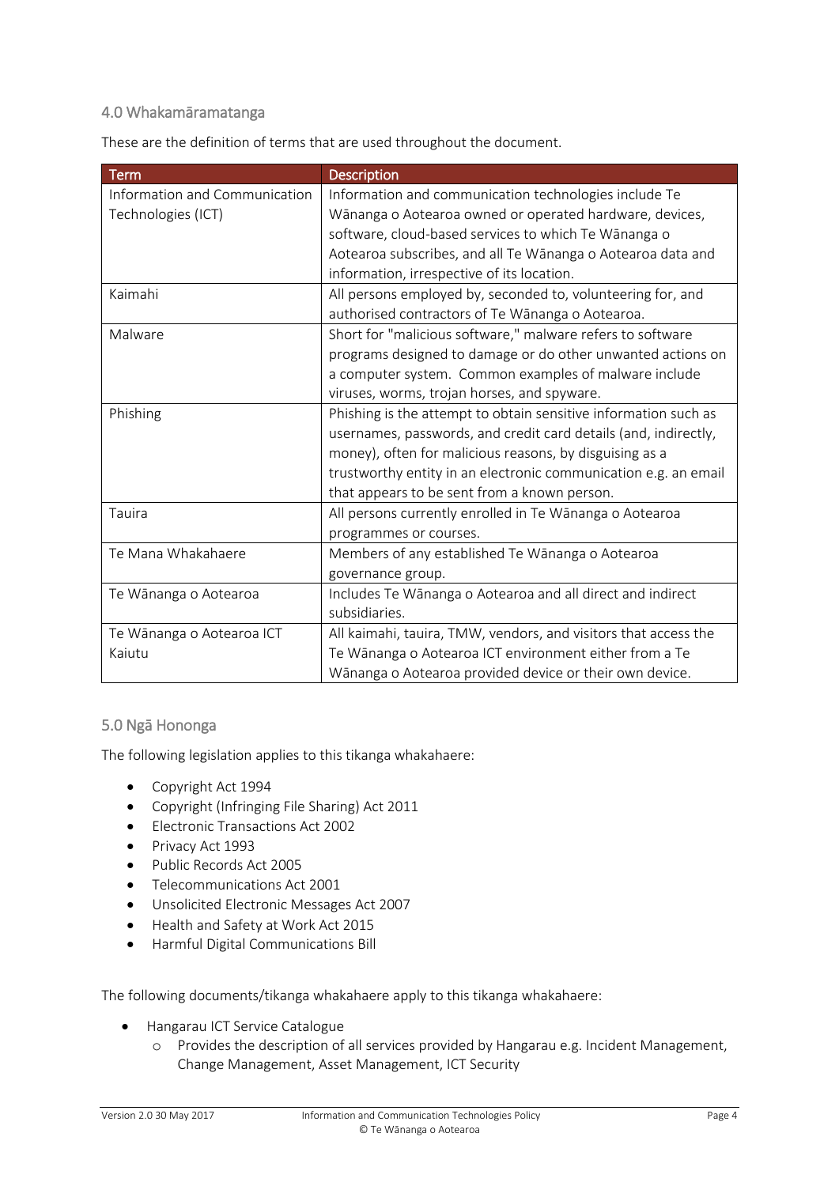## 4.0 Whakamāramatanga

These are the definition of terms that are used throughout the document.

| Term | Description |
|---|---|
| Information and Communication Technologies (ICT) | Information and communication technologies include Te Wānanga o Aotearoa owned or operated hardware, devices, software, cloud-based services to which Te Wānanga o Aotearoa subscribes, and all Te Wānanga o Aotearoa data and information, irrespective of its location. |
| Kaimahi | All persons employed by, seconded to, volunteering for, and authorised contractors of Te Wānanga o Aotearoa. |
| Malware | Short for "malicious software," malware refers to software programs designed to damage or do other unwanted actions on a computer system. Common examples of malware include viruses, worms, trojan horses, and spyware. |
| Phishing | Phishing is the attempt to obtain sensitive information such as usernames, passwords, and credit card details (and, indirectly, money), often for malicious reasons, by disguising as a trustworthy entity in an electronic communication e.g. an email that appears to be sent from a known person. |
| Tauira | All persons currently enrolled in Te Wānanga o Aotearoa programmes or courses. |
| Te Mana Whakahaere | Members of any established Te Wānanga o Aotearoa governance group. |
| Te Wānanga o Aotearoa | Includes Te Wānanga o Aotearoa and all direct and indirect subsidiaries. |
| Te Wānanga o Aotearoa ICT Kaiutu | All kaimahi, tauira, TMW, vendors, and visitors that access the Te Wānanga o Aotearoa ICT environment either from a Te Wānanga o Aotearoa provided device or their own device. |

## 5.0 Ngā Hononga

The following legislation applies to this tikanga whakahaere:

- Copyright Act 1994
- Copyright (Infringing File Sharing) Act 2011
- Electronic Transactions Act 2002
- Privacy Act 1993
- Public Records Act 2005
- Telecommunications Act 2001
- Unsolicited Electronic Messages Act 2007
- Health and Safety at Work Act 2015
- Harmful Digital Communications Bill

The following documents/tikanga whakahaere apply to this tikanga whakahaere:

- Hangarau ICT Service Catalogue
  - Provides the description of all services provided by Hangarau e.g. Incident Management, Change Management, Asset Management, ICT Security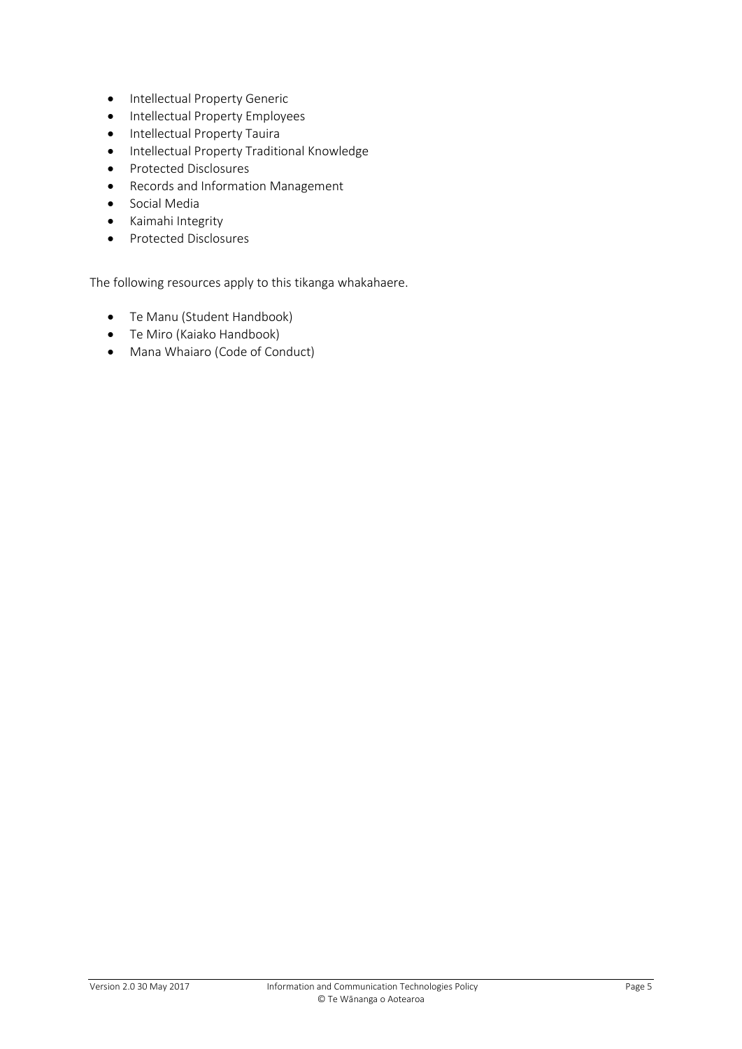- Intellectual Property Generic
- Intellectual Property Employees
- Intellectual Property Tauira
- Intellectual Property Traditional Knowledge
- Protected Disclosures
- Records and Information Management
- Social Media
- Kaimahi Integrity
- Protected Disclosures

The following resources apply to this tikanga whakahaere.

- Te Manu (Student Handbook)
- Te Miro (Kaiako Handbook)
- Mana Whaiaro (Code of Conduct)